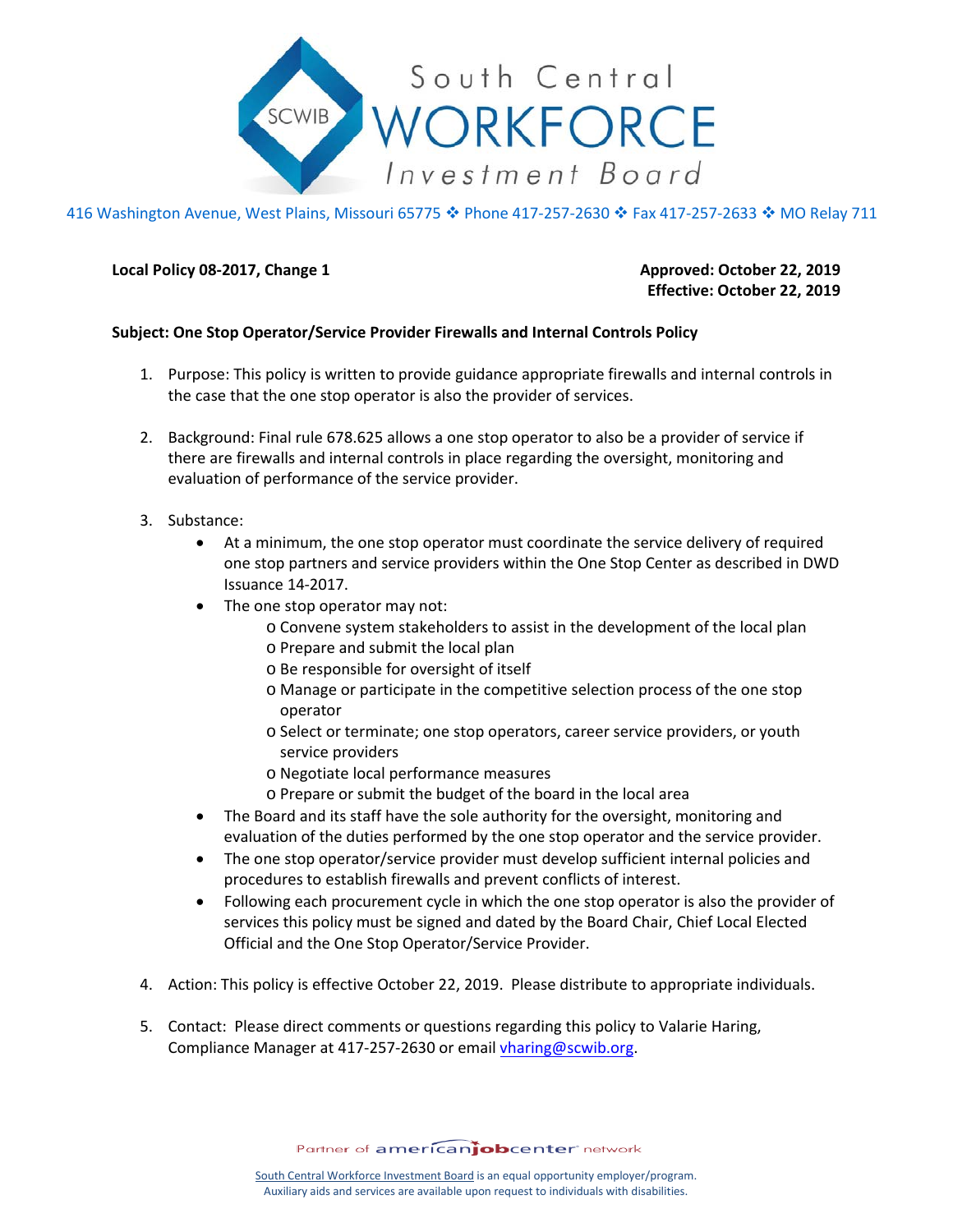# South Central WORKFORCE Investment Board

416 Washington Avenue, West Plains, Missouri 65775 ❖ Phone 417-257-2630 ❖ Fax 417-257-2633 ❖ MO Relay 711

**Local Policy 08-2017, Change 1**

**Approved: October 22, 2019**
**Effective: October 22, 2019**

**Subject: One Stop Operator/Service Provider Firewalls and Internal Controls Policy**

1. Purpose: This policy is written to provide guidance appropriate firewalls and internal controls in the case that the one stop operator is also the provider of services.

2. Background: Final rule 678.625 allows a one stop operator to also be a provider of service if there are firewalls and internal controls in place regarding the oversight, monitoring and evaluation of performance of the service provider.

3. Substance:
   - At a minimum, the one stop operator must coordinate the service delivery of required one stop partners and service providers within the One Stop Center as described in DWD Issuance 14-2017.
   - The one stop operator may not:
     - Convene system stakeholders to assist in the development of the local plan
     - Prepare and submit the local plan
     - Be responsible for oversight of itself
     - Manage or participate in the competitive selection process of the one stop operator
     - Select or terminate; one stop operators, career service providers, or youth service providers
     - Negotiate local performance measures
     - Prepare or submit the budget of the board in the local area
   - The Board and its staff have the sole authority for the oversight, monitoring and evaluation of the duties performed by the one stop operator and the service provider.
   - The one stop operator/service provider must develop sufficient internal policies and procedures to establish firewalls and prevent conflicts of interest.
   - Following each procurement cycle in which the one stop operator is also the provider of services this policy must be signed and dated by the Board Chair, Chief Local Elected Official and the One Stop Operator/Service Provider.

4. Action: This policy is effective October 22, 2019. Please distribute to appropriate individuals.

5. Contact: Please direct comments or questions regarding this policy to Valarie Haring, Compliance Manager at 417-257-2630 or email vharing@scwib.org.

Partner of americanjobcenter network

South Central Workforce Investment Board is an equal opportunity employer/program.
Auxiliary aids and services are available upon request to individuals with disabilities.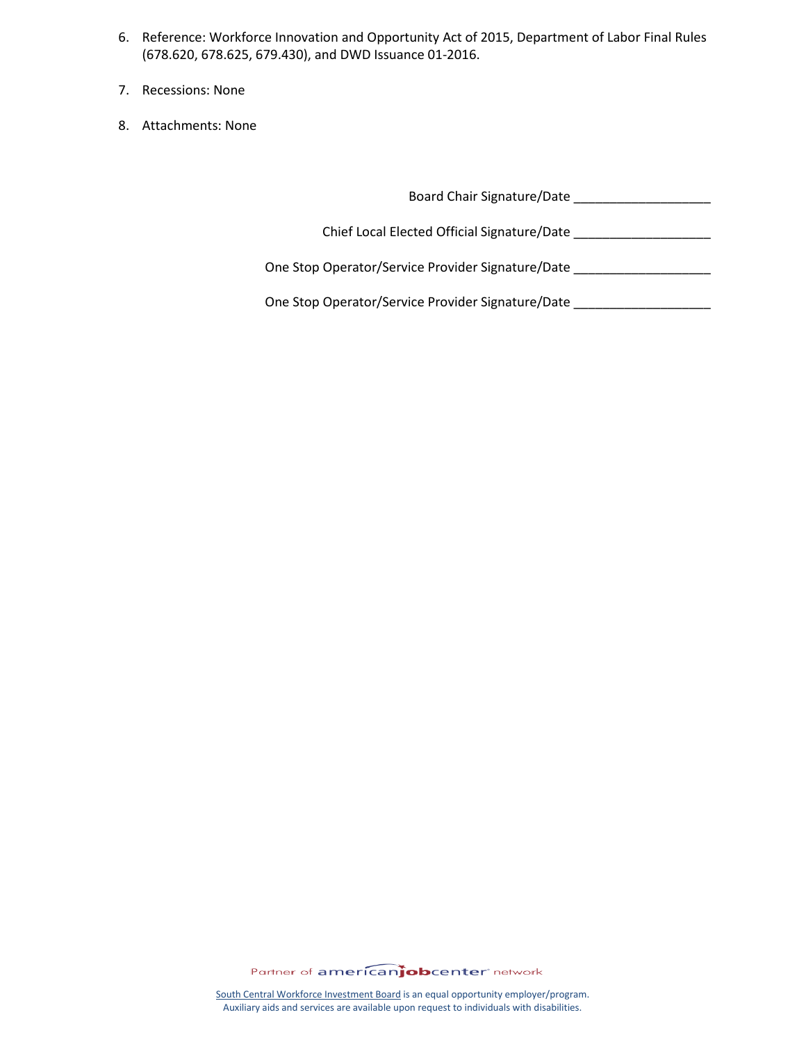6. Reference: Workforce Innovation and Opportunity Act of 2015, Department of Labor Final Rules (678.620, 678.625, 679.430), and DWD Issuance 01-2016.

7. Recessions: None

8. Attachments: None

Board Chair Signature/Date ___________________

Chief Local Elected Official Signature/Date ___________________

One Stop Operator/Service Provider Signature/Date ___________________

One Stop Operator/Service Provider Signature/Date ___________________

Partner of americanjobcenter network

South Central Workforce Investment Board is an equal opportunity employer/program.
Auxiliary aids and services are available upon request to individuals with disabilities.